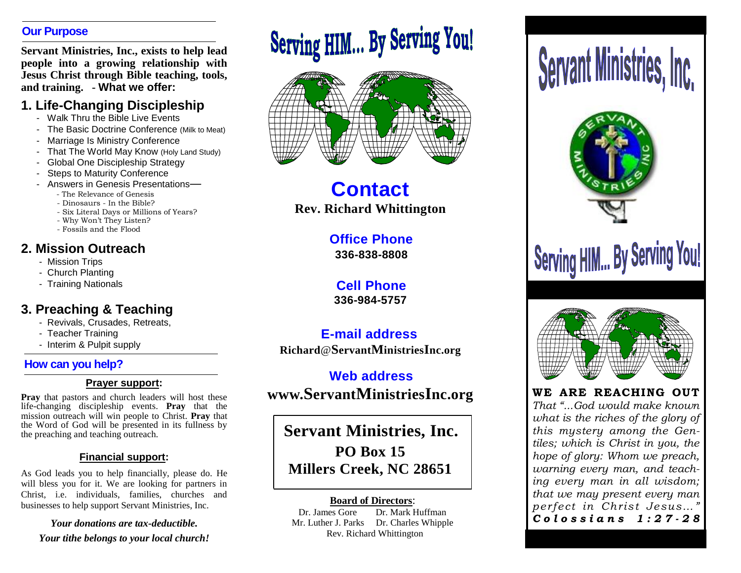## Our Purpose

**Servant Ministries, Inc., exists to help lead people into a growing relationship with Jesus Christ through Bible teaching, tools, and training.** - **What we offer:**

## 1. Life-Changing Discipleship

- Walk Thru the Bible Live Events
- The Basic Doctrine Conference (Milk to Meat)
- Marriage Is Ministry Conference
- That The World May Know (Holy Land Study)
- Global One Discipleship Strategy
- Steps to Maturity Conference
- Answers in Genesis Presentations—
  - The Relevance of Genesis
  - Dinosaurs - In the Bible?
  - Six Literal Days or Millions of Years?
  - Why Won't They Listen?
  - Fossils and the Flood

## 2. Mission Outreach

- Mission Trips
- Church Planting
- Training Nationals

## 3. Preaching & Teaching

- Revivals, Crusades, Retreats,
- Teacher Training
- Interim & Pulpit supply

## How can you help?

### Prayer support:

**Pray** that pastors and church leaders will host these life-changing discipleship events. **Pray** that the mission outreach will win people to Christ. **Pray** that the Word of God will be presented in its fullness by the preaching and teaching outreach.

### Financial support:

As God leads you to help financially, please do. He will bless you for it. We are looking for partners in Christ, i.e. individuals, families, churches and businesses to help support Servant Ministries, Inc.

***Your donations are tax-deductible.***

***Your tithe belongs to your local church!***

# Serving HIM... By Serving You!

## Contact

**Rev. Richard Whittington**

**Office Phone**
**336-838-8808**

**Cell Phone**
**336-984-5757**

**E-mail address**
**Richard@ServantMinistriesInc.org**

**Web address**
**www.ServantMinistriesInc.org**

**Servant Ministries, Inc.**
**PO Box 15**
**Millers Creek, NC 28651**

**Board of Directors**:

Dr. James Gore — Dr. Mark Huffman
Mr. Luther J. Parks — Dr. Charles Whipple
Rev. Richard Whittington

# Servant Ministries, Inc.

SERVANT MINISTRIES INC

# Serving HIM... By Serving You!

**WE ARE REACHING OUT**

*That "...God would make known what is the riches of the glory of this mystery among the Gentiles; which is Christ in you, the hope of glory: Whom we preach, warning every man, and teaching every man in all wisdom; that we may present every man perfect in Christ Jesus..."*
***Colossians 1:27-28***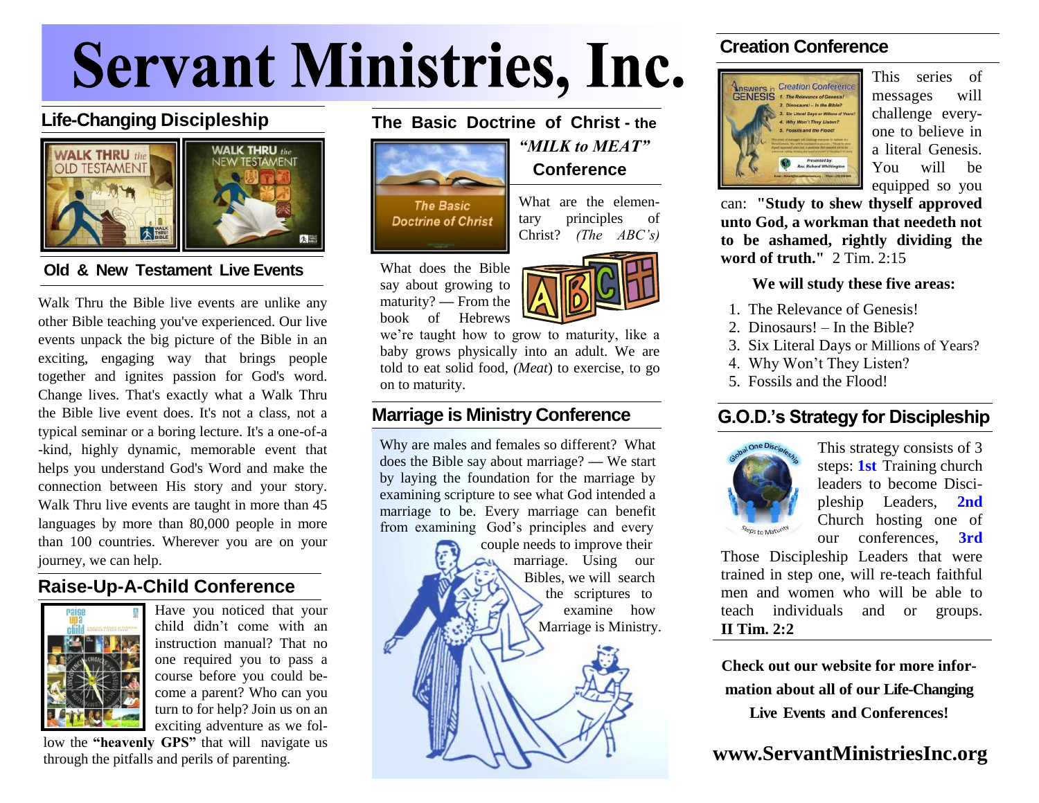# Servant Ministries, Inc.

## Life-Changing Discipleship

### Old & New Testament Live Events

Walk Thru the Bible live events are unlike any other Bible teaching you've experienced. Our live events unpack the big picture of the Bible in an exciting, engaging way that brings people together and ignites passion for God's word. Change lives. That's exactly what a Walk Thru the Bible live event does. It's not a class, not a typical seminar or a boring lecture. It's a one-of-a-kind, highly dynamic, memorable event that helps you understand God's Word and make the connection between His story and your story. Walk Thru live events are taught in more than 45 languages by more than 80,000 people in more than 100 countries. Wherever you are on your journey, we can help.

## Raise-Up-A-Child Conference

Have you noticed that your child didn't come with an instruction manual? That no one required you to pass a course before you could become a parent? Who can you turn to for help? Join us on an exciting adventure as we follow the **"heavenly GPS"** that will navigate us through the pitfalls and perils of parenting.

## The Basic Doctrine of Christ - the *"MILK to MEAT"* Conference

What are the elementary principles of Christ? *(The ABC's)*

What does the Bible say about growing to maturity? — From the book of Hebrews we're taught how to grow to maturity, like a baby grows physically into an adult. We are told to eat solid food, *(Meat)* to exercise, to go on to maturity.

## Marriage is Ministry Conference

Why are males and females so different? What does the Bible say about marriage? — We start by laying the foundation for the marriage by examining scripture to see what God intended a marriage to be. Every marriage can benefit from examining God's principles and every couple needs to improve their marriage. Using our Bibles, we will search the scriptures to examine how Marriage is Ministry.

## Creation Conference

This series of messages will challenge everyone to believe in a literal Genesis. You will be equipped so you can: **"Study to shew thyself approved unto God, a workman that needeth not to be ashamed, rightly dividing the word of truth."** 2 Tim. 2:15

**We will study these five areas:**

1. The Relevance of Genesis!
2. Dinosaurs! – In the Bible?
3. Six Literal Days or Millions of Years?
4. Why Won't They Listen?
5. Fossils and the Flood!

## G.O.D.'s Strategy for Discipleship

This strategy consists of 3 steps: **1st** Training church leaders to become Discipleship Leaders, **2nd** Church hosting one of our conferences, **3rd** Those Discipleship Leaders that were trained in step one, will re-teach faithful men and women who will be able to teach individuals and or groups. **II Tim. 2:2**

**Check out our website for more information about all of our Life-Changing Live Events and Conferences!**

**www.ServantMinistriesInc.org**